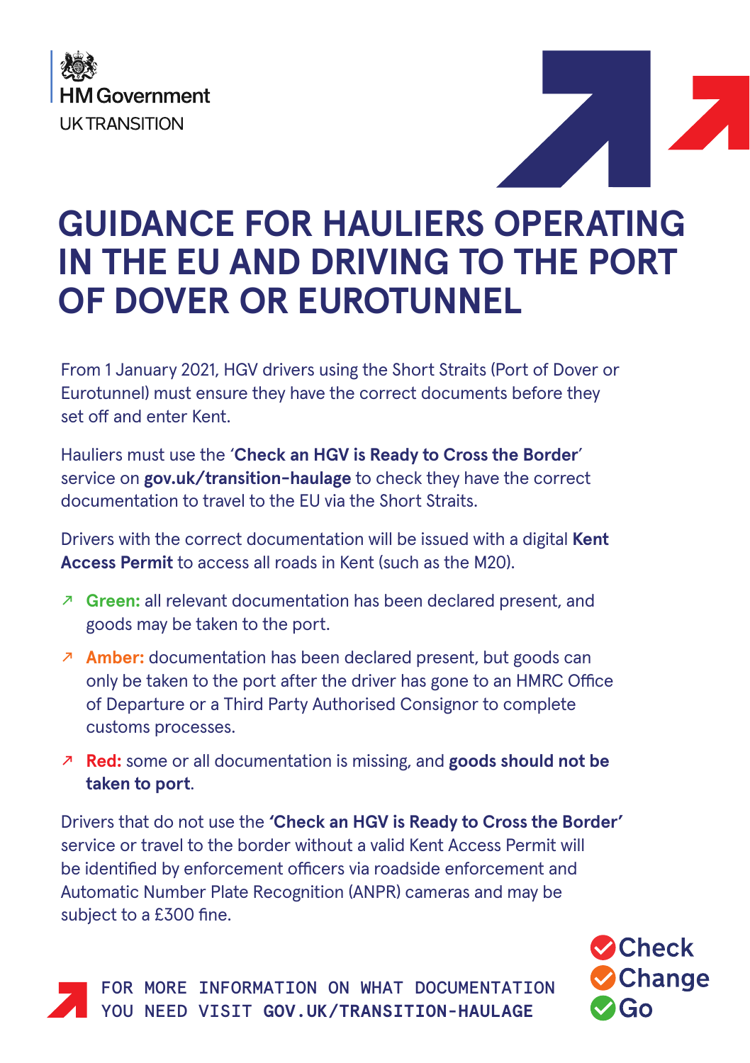HM Government

UK TRANSITION

# GUIDANCE FOR HAULIERS OPERATING IN THE EU AND DRIVING TO THE PORT OF DOVER OR EUROTUNNEL

From 1 January 2021, HGV drivers using the Short Straits (Port of Dover or Eurotunnel) must ensure they have the correct documents before they set off and enter Kent.

Hauliers must use the '**Check an HGV is Ready to Cross the Border**' service on **gov.uk/transition-haulage** to check they have the correct documentation to travel to the EU via the Short Straits.

Drivers with the correct documentation will be issued with a digital **Kent Access Permit** to access all roads in Kent (such as the M20).

- **Green:** all relevant documentation has been declared present, and goods may be taken to the port.
- **Amber:** documentation has been declared present, but goods can only be taken to the port after the driver has gone to an HMRC Office of Departure or a Third Party Authorised Consignor to complete customs processes.
- **Red:** some or all documentation is missing, and **goods should not be taken to port**.

Drivers that do not use the **'Check an HGV is Ready to Cross the Border'** service or travel to the border without a valid Kent Access Permit will be identified by enforcement officers via roadside enforcement and Automatic Number Plate Recognition (ANPR) cameras and may be subject to a £300 fine.

FOR MORE INFORMATION ON WHAT DOCUMENTATION YOU NEED VISIT **GOV.UK/TRANSITION-HAULAGE**

Check
Change
Go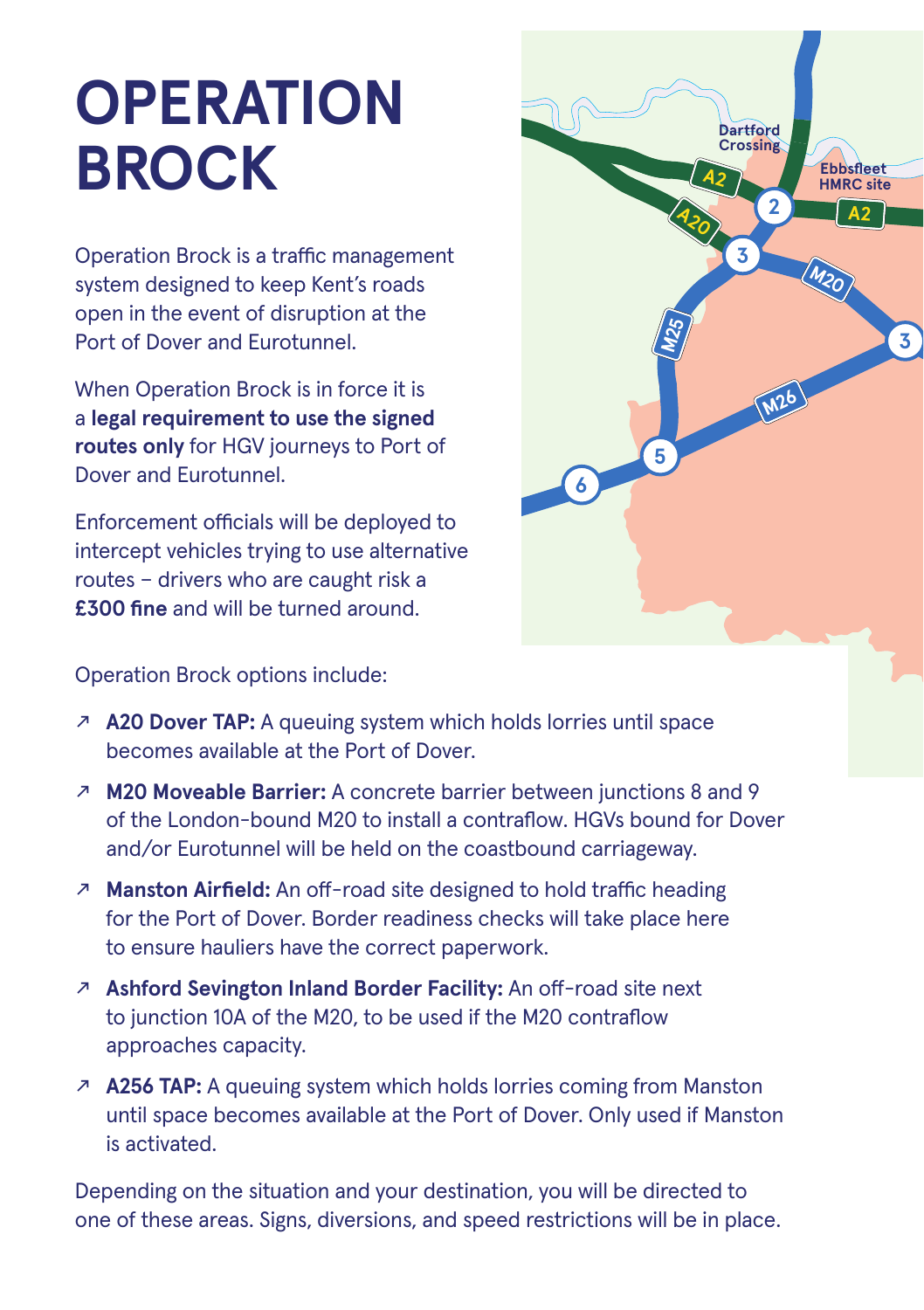# OPERATION BROCK

Operation Brock is a traffic management system designed to keep Kent's roads open in the event of disruption at the Port of Dover and Eurotunnel.

When Operation Brock is in force it is a **legal requirement to use the signed routes only** for HGV journeys to Port of Dover and Eurotunnel.

Enforcement officials will be deployed to intercept vehicles trying to use alternative routes – drivers who are caught risk a **£300 fine** and will be turned around.

Operation Brock options include:

- **A20 Dover TAP:** A queuing system which holds lorries until space becomes available at the Port of Dover.
- **M20 Moveable Barrier:** A concrete barrier between junctions 8 and 9 of the London-bound M20 to install a contraflow. HGVs bound for Dover and/or Eurotunnel will be held on the coastbound carriageway.
- **Manston Airfield:** An off-road site designed to hold traffic heading for the Port of Dover. Border readiness checks will take place here to ensure hauliers have the correct paperwork.
- **Ashford Sevington Inland Border Facility:** An off-road site next to junction 10A of the M20, to be used if the M20 contraflow approaches capacity.
- **A256 TAP:** A queuing system which holds lorries coming from Manston until space becomes available at the Port of Dover. Only used if Manston is activated.

Depending on the situation and your destination, you will be directed to one of these areas. Signs, diversions, and speed restrictions will be in place.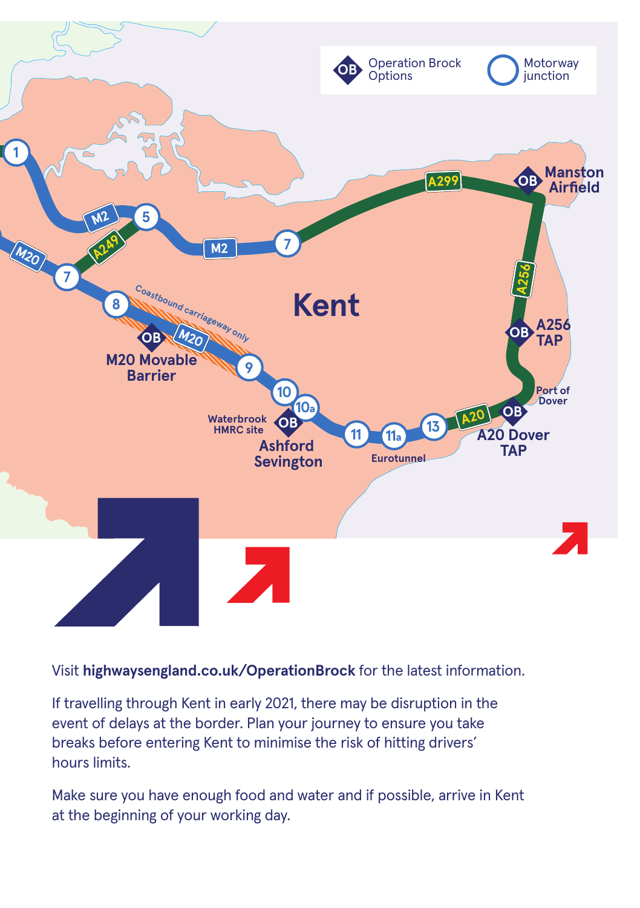Operation Brock Options

Motorway junction

Kent

Manston Airfield

A256 TAP

Port of Dover

A20 Dover TAP

Eurotunnel

Waterbrook HMRC site

Ashford Sevington

M20 Movable Barrier

Coastbound carriageway only

Visit **highwaysengland.co.uk/OperationBrock** for the latest information.

If travelling through Kent in early 2021, there may be disruption in the event of delays at the border. Plan your journey to ensure you take breaks before entering Kent to minimise the risk of hitting drivers' hours limits.

Make sure you have enough food and water and if possible, arrive in Kent at the beginning of your working day.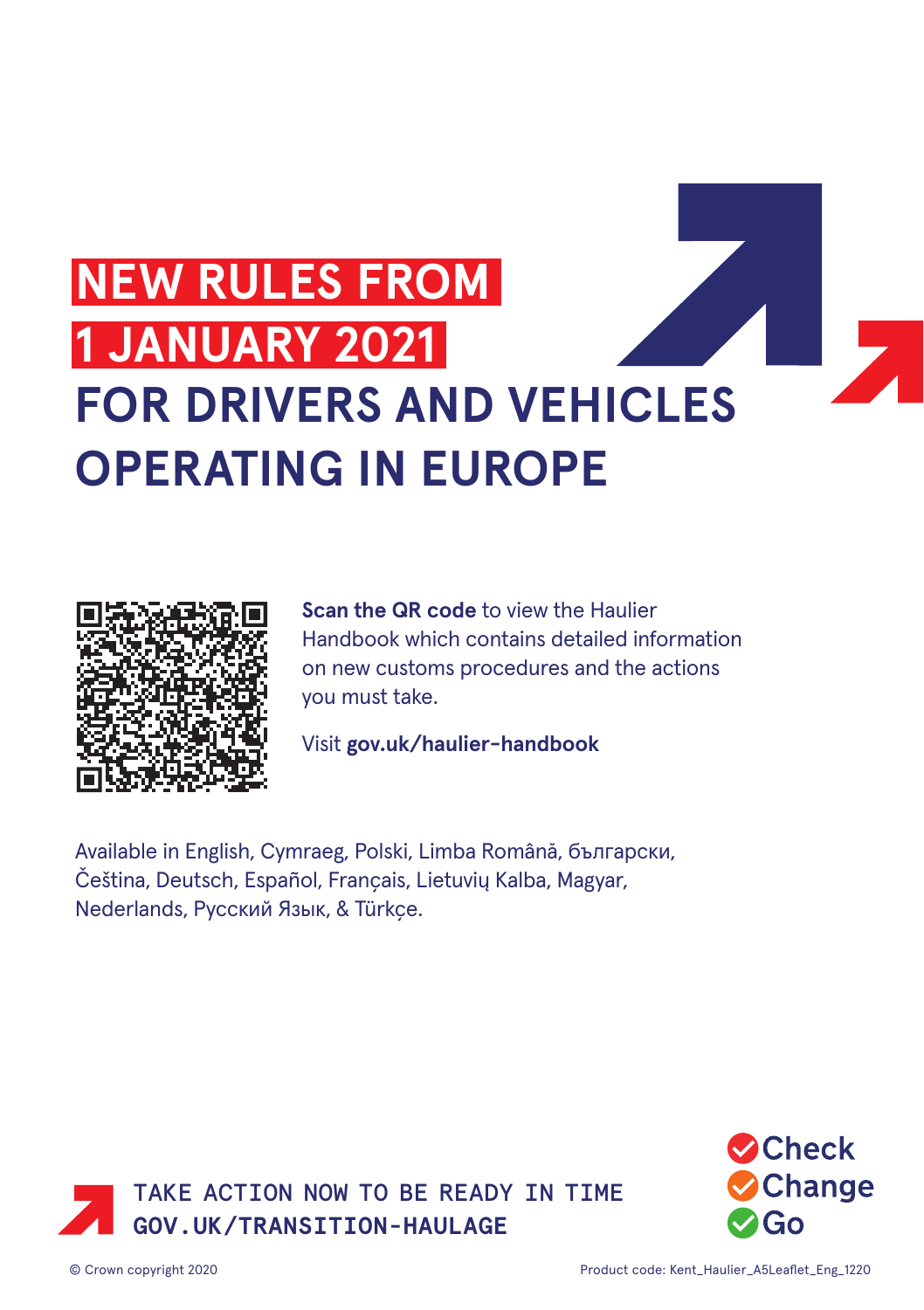# NEW RULES FROM 1 JANUARY 2021 FOR DRIVERS AND VEHICLES OPERATING IN EUROPE

**Scan the QR code** to view the Haulier Handbook which contains detailed information on new customs procedures and the actions you must take.

Visit **gov.uk/haulier-handbook**

Available in English, Cymraeg, Polski, Limba Română, български, Čeština, Deutsch, Español, Français, Lietuvių Kalba, Magyar, Nederlands, Русский Язык, & Türkçe.

TAKE ACTION NOW TO BE READY IN TIME
GOV.UK/TRANSITION-HAULAGE

Check
Change
Go

© Crown copyright 2020

Product code: Kent_Haulier_A5Leaflet_Eng_1220